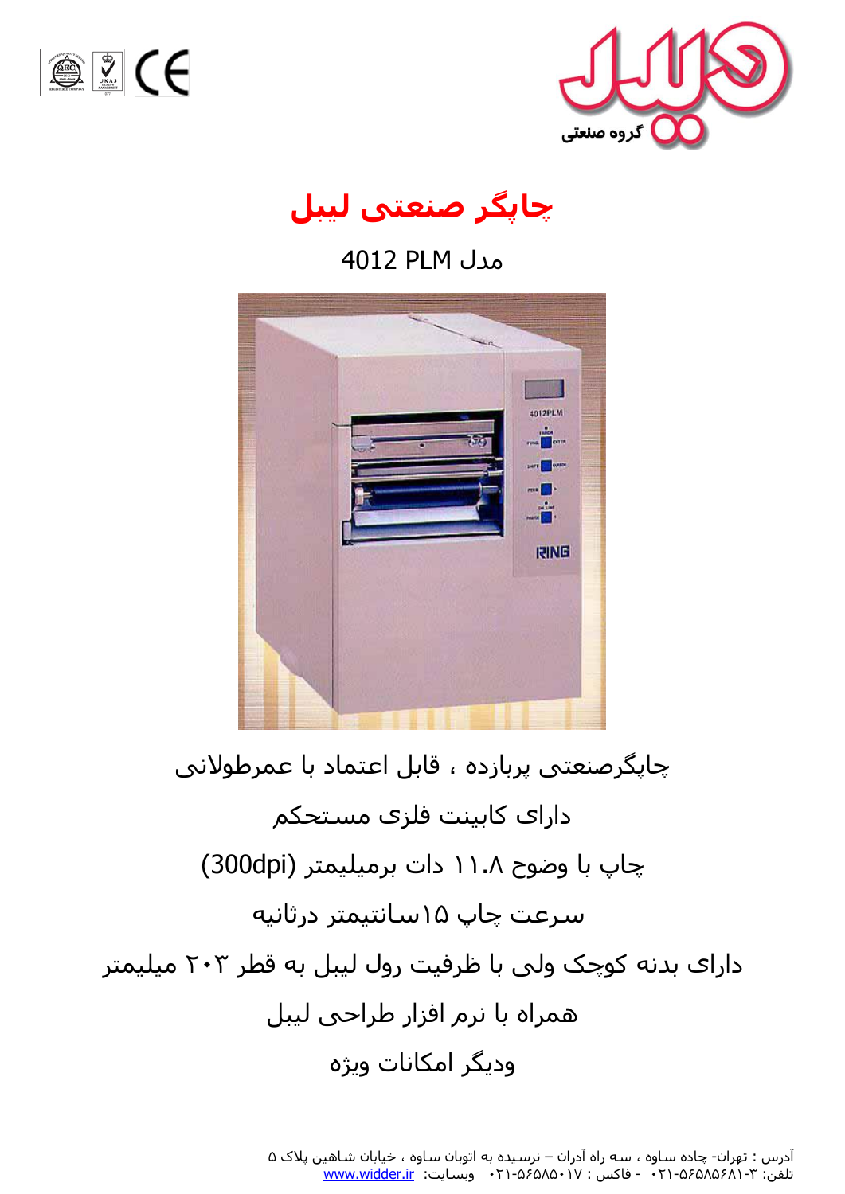هیلیل
گروه صنعتی

# چاپگر صنعتی لیبل

مدل 4012 PLM

چاپگرصنعتی پربازده ، قابل اعتماد با عمرطولانی

دارای کابینت فلزی مستحکم

چاپ با وضوح ۱۱.۸ دات برمیلیمتر (300dpi)

سرعت چاپ ۱۵سانتیمتر درثانیه

دارای بدنه کوچک ولی با ظرفیت رول لیبل به قطر ۲۰۳ میلیمتر

همراه با نرم افزار طراحی لیبل

ودیگر امکانات ویژه

آدرس : تهران- جاده ساوه ، سه راه آدران – نرسیده به اتوبان ساوه ، خیابان شاهین پلاک ۵

تلفن: ۳-۵۶۵۸۵۶۸۱-۰۲۱ - فاکس : ۵۶۵۸۵۰۱۷-۰۲۱ وبسایت: www.widder.ir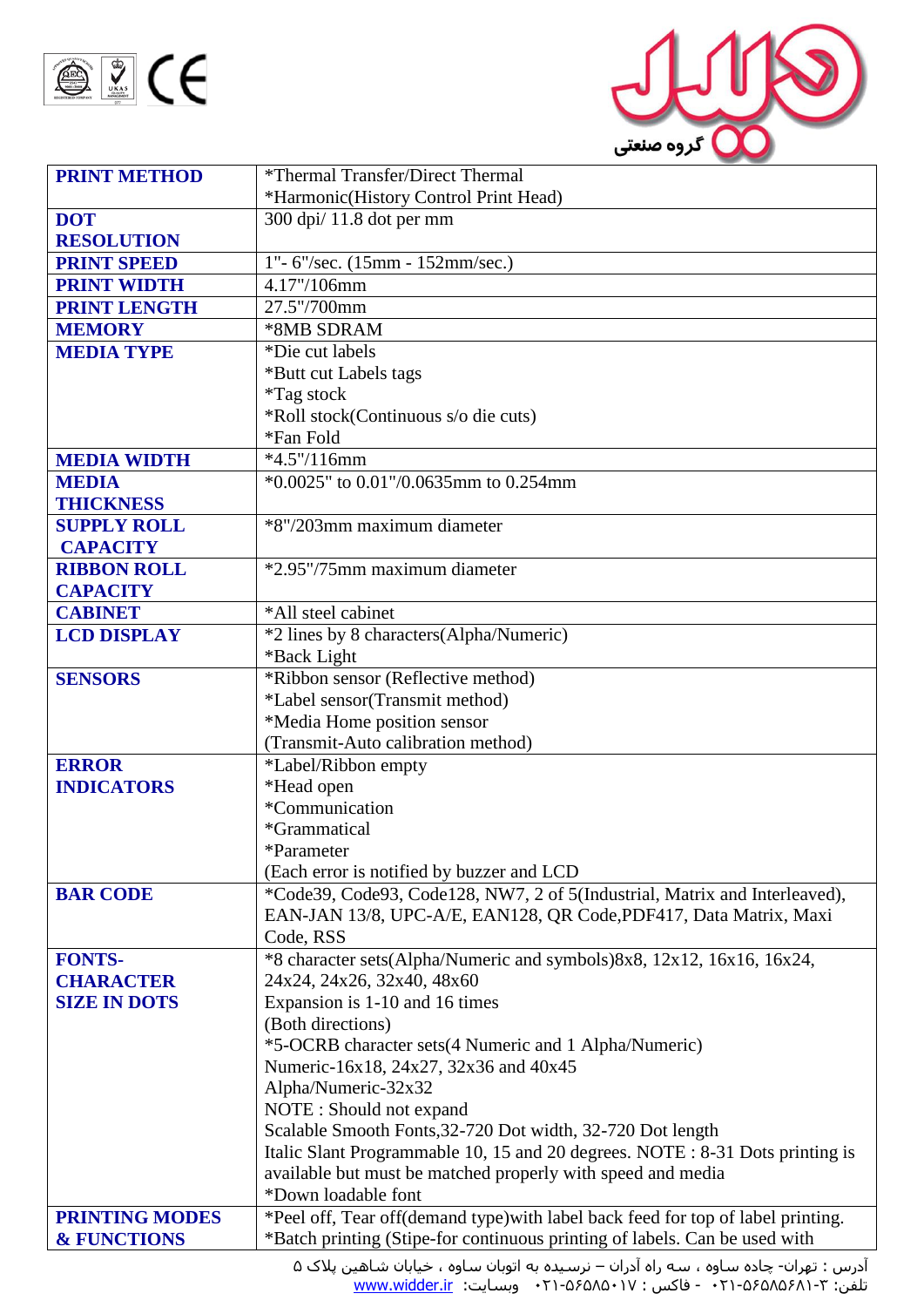| PRINT METHOD | *Thermal Transfer/Direct Thermal<br>*Harmonic(History Control Print Head) |
|---|---|
| DOT RESOLUTION | 300 dpi/ 11.8 dot per mm |
| PRINT SPEED | 1"- 6"/sec. (15mm - 152mm/sec.) |
| PRINT WIDTH | 4.17"/106mm |
| PRINT LENGTH | 27.5"/700mm |
| MEMORY | *8MB SDRAM |
| MEDIA TYPE | *Die cut labels<br>*Butt cut Labels tags<br>*Tag stock<br>*Roll stock(Continuous s/o die cuts)<br>*Fan Fold |
| MEDIA WIDTH | *4.5"/116mm |
| MEDIA THICKNESS | *0.0025" to 0.01"/0.0635mm to 0.254mm |
| SUPPLY ROLL CAPACITY | *8"/203mm maximum diameter |
| RIBBON ROLL CAPACITY | *2.95"/75mm maximum diameter |
| CABINET | *All steel cabinet |
| LCD DISPLAY | *2 lines by 8 characters(Alpha/Numeric)<br>*Back Light |
| SENSORS | *Ribbon sensor (Reflective method)<br>*Label sensor(Transmit method)<br>*Media Home position sensor<br>(Transmit-Auto calibration method) |
| ERROR INDICATORS | *Label/Ribbon empty<br>*Head open<br>*Communication<br>*Grammatical<br>*Parameter<br>(Each error is notified by buzzer and LCD |
| BAR CODE | *Code39, Code93, Code128, NW7, 2 of 5(Industrial, Matrix and Interleaved), EAN-JAN 13/8, UPC-A/E, EAN128, QR Code,PDF417, Data Matrix, Maxi Code, RSS |
| FONTS-CHARACTER SIZE IN DOTS | *8 character sets(Alpha/Numeric and symbols)8x8, 12x12, 16x16, 16x24, 24x24, 24x26, 32x40, 48x60<br>Expansion is 1-10 and 16 times<br>(Both directions)<br>*5-OCRB character sets(4 Numeric and 1 Alpha/Numeric)<br>Numeric-16x18, 24x27, 32x36 and 40x45<br>Alpha/Numeric-32x32<br>NOTE : Should not expand<br>Scalable Smooth Fonts,32-720 Dot width, 32-720 Dot length<br>Italic Slant Programmable 10, 15 and 20 degrees. NOTE : 8-31 Dots printing is available but must be matched properly with speed and media<br>*Down loadable font |
| PRINTING MODES & FUNCTIONS | *Peel off, Tear off(demand type)with label back feed for top of label printing.<br>*Batch printing (Stipe-for continuous printing of labels. Can be used with |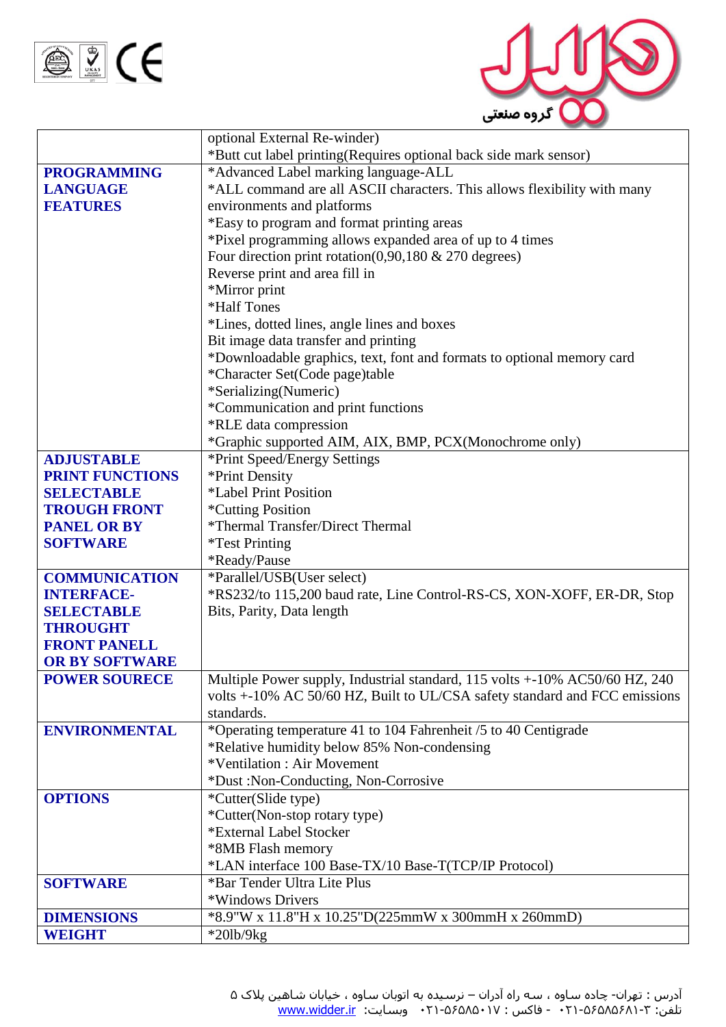| | |
|---|---|
| | optional External Re-winder)<br>*Butt cut label printing(Requires optional back side mark sensor) |
| **PROGRAMMING LANGUAGE FEATURES** | *Advanced Label marking language-ALL<br>*ALL command are all ASCII characters. This allows flexibility with many environments and platforms<br>*Easy to program and format printing areas<br>*Pixel programming allows expanded area of up to 4 times<br>Four direction print rotation(0,90,180 & 270 degrees)<br>Reverse print and area fill in<br>*Mirror print<br>*Half Tones<br>*Lines, dotted lines, angle lines and boxes<br>Bit image data transfer and printing<br>*Downloadable graphics, text, font and formats to optional memory card<br>*Character Set(Code page)table<br>*Serializing(Numeric)<br>*Communication and print functions<br>*RLE data compression<br>*Graphic supported AIM, AIX, BMP, PCX(Monochrome only) |
| **ADJUSTABLE PRINT FUNCTIONS SELECTABLE TROUGH FRONT PANEL OR BY SOFTWARE** | *Print Speed/Energy Settings<br>*Print Density<br>*Label Print Position<br>*Cutting Position<br>*Thermal Transfer/Direct Thermal<br>*Test Printing<br>*Ready/Pause |
| **COMMUNICATION INTERFACE-SELECTABLE THROUGHT FRONT PANELL OR BY SOFTWARE** | *Parallel/USB(User select)<br>*RS232/to 115,200 baud rate, Line Control-RS-CS, XON-XOFF, ER-DR, Stop Bits, Parity, Data length |
| **POWER SOUREСE** | Multiple Power supply, Industrial standard, 115 volts +-10% AC50/60 HZ, 240 volts +-10% AC 50/60 HZ, Built to UL/CSA safety standard and FCC emissions standards. |
| **ENVIRONMENTAL** | *Operating temperature 41 to 104 Fahrenheit /5 to 40 Centigrade<br>*Relative humidity below 85% Non-condensing<br>*Ventilation : Air Movement<br>*Dust :Non-Conducting, Non-Corrosive |
| **OPTIONS** | *Cutter(Slide type)<br>*Cutter(Non-stop rotary type)<br>*External Label Stocker<br>*8MB Flash memory<br>*LAN interface 100 Base-TX/10 Base-T(TCP/IP Protocol) |
| **SOFTWARE** | *Bar Tender Ultra Lite Plus<br>*Windows Drivers |
| **DIMENSIONS** | *8.9"W x 11.8"H x 10.25"D(225mmW x 300mmH x 260mmD) |
| **WEIGHT** | *20lb/9kg |

آدرس : تهران- جاده ساوه ، سه راه آدران – نرسیده به اتوبان ساوه ، خیابان شاهین پلاک ۵
تلفن: ۳-۰۲۱-۵۶۵۸۵۶۸۱ - فاکس : ۰۲۱-۵۶۵۸۵۰۱۷ وبسایت: www.widder.ir